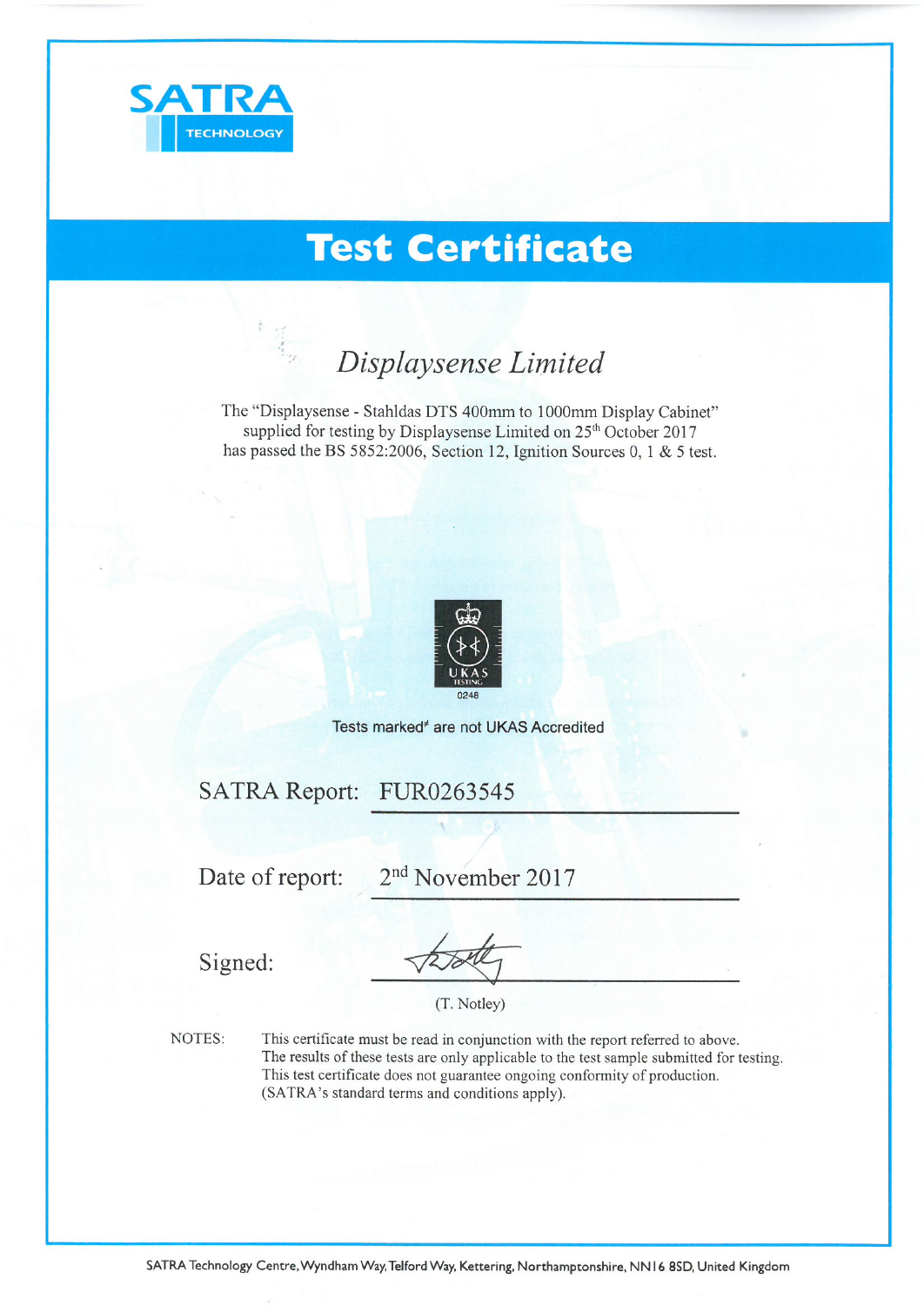SATRA TECHNOLOGY

# Test Certificate

## *Displaysense Limited*

The "Displaysense - Stahldas DTS 400mm to 1000mm Display Cabinet" supplied for testing by Displaysense Limited on 25th October 2017 has passed the BS 5852:2006, Section 12, Ignition Sources 0, 1 & 5 test.

UKAS TESTING 0248

Tests marked[≠] are not UKAS Accredited

SATRA Report: FUR0263545

Date of report: 2nd November 2017

Signed:

(T. Notley)

NOTES: This certificate must be read in conjunction with the report referred to above. The results of these tests are only applicable to the test sample submitted for testing. This test certificate does not guarantee ongoing conformity of production. (SATRA's standard terms and conditions apply).

SATRA Technology Centre, Wyndham Way, Telford Way, Kettering, Northamptonshire, NN16 8SD, United Kingdom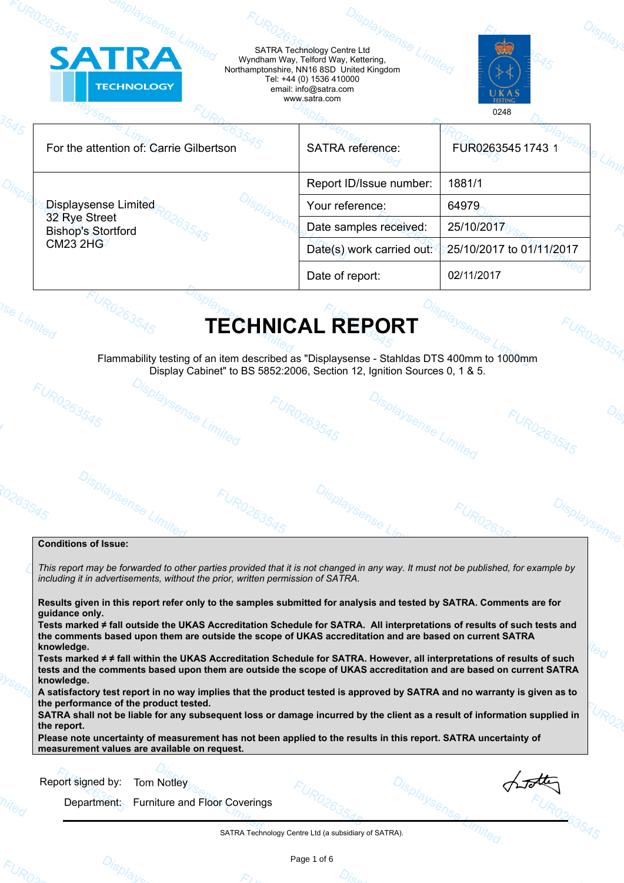SATRA Technology Centre Ltd
Wyndham Way, Telford Way, Kettering,
Northamptonshire, NN16 8SD United Kingdom
Tel: +44 (0) 1536 410000
email: info@satra.com
www.satra.com

0248

| For the attention of: Carrie Gilbertson | SATRA reference: | FUR0263545 1743 1 |
|---|---|---|
| Displaysense Limited<br>32 Rye Street<br>Bishop's Stortford<br>CM23 2HG | Report ID/Issue number: | 1881/1 |
| | Your reference: | 64979 |
| | Date samples received: | 25/10/2017 |
| | Date(s) work carried out: | 25/10/2017 to 01/11/2017 |
| | Date of report: | 02/11/2017 |

# TECHNICAL REPORT

Flammability testing of an item described as "Displaysense - Stahldas DTS 400mm to 1000mm Display Cabinet" to BS 5852:2006, Section 12, Ignition Sources 0, 1 & 5.

**Conditions of Issue:**

*This report may be forwarded to other parties provided that it is not changed in any way. It must not be published, for example by including it in advertisements, without the prior, written permission of SATRA.*

**Results given in this report refer only to the samples submitted for analysis and tested by SATRA. Comments are for guidance only.**
**Tests marked ≠ fall outside the UKAS Accreditation Schedule for SATRA. All interpretations of results of such tests and the comments based upon them are outside the scope of UKAS accreditation and are based on current SATRA knowledge.**
**Tests marked ≠ ≠ fall within the UKAS Accreditation Schedule for SATRA. However, all interpretations of results of such tests and the comments based upon them are outside the scope of UKAS accreditation and are based on current SATRA knowledge.**
**A satisfactory test report in no way implies that the product tested is approved by SATRA and no warranty is given as to the performance of the product tested.**
**SATRA shall not be liable for any subsequent loss or damage incurred by the client as a result of information supplied in the report.**
**Please note uncertainty of measurement has not been applied to the results in this report. SATRA uncertainty of measurement values are available on request.**

Report signed by: Tom Notley

Department: Furniture and Floor Coverings

SATRA Technology Centre Ltd (a subsidiary of SATRA).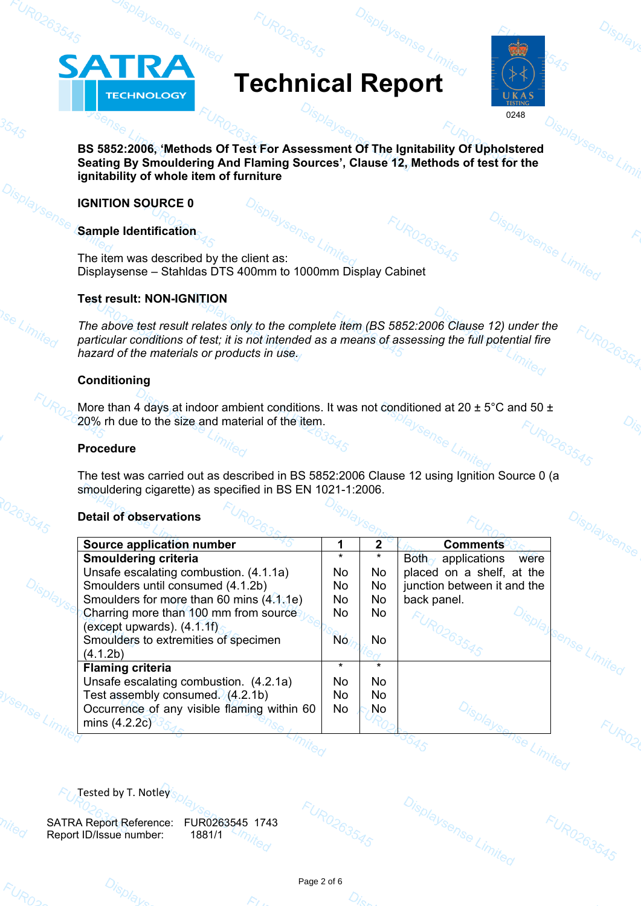# Technical Report

**BS 5852:2006, 'Methods Of Test For Assessment Of The Ignitability Of Upholstered Seating By Smouldering And Flaming Sources', Clause 12, Methods of test for the ignitability of whole item of furniture**

**IGNITION SOURCE 0**

**Sample Identification**

The item was described by the client as:
Displaysense – Stahldas DTS 400mm to 1000mm Display Cabinet

**Test result: NON-IGNITION**

*The above test result relates only to the complete item (BS 5852:2006 Clause 12) under the particular conditions of test; it is not intended as a means of assessing the full potential fire hazard of the materials or products in use.*

**Conditioning**

More than 4 days at indoor ambient conditions. It was not conditioned at 20 ± 5°C and 50 ± 20% rh due to the size and material of the item.

**Procedure**

The test was carried out as described in BS 5852:2006 Clause 12 using Ignition Source 0 (a smouldering cigarette) as specified in BS EN 1021-1:2006.

**Detail of observations**

| Source application number | 1 | 2 | Comments |
|---|---|---|---|
| **Smouldering criteria** | * | * | Both applications were placed on a shelf, at the junction between it and the back panel. |
| Unsafe escalating combustion. (4.1.1a) | No | No | |
| Smoulders until consumed (4.1.2b) | No | No | |
| Smoulders for more than 60 mins (4.1.1e) | No | No | |
| Charring more than 100 mm from source (except upwards). (4.1.1f) | No | No | |
| Smoulders to extremities of specimen (4.1.2b) | No | No | |
| **Flaming criteria** | * | * | |
| Unsafe escalating combustion. (4.2.1a) | No | No | |
| Test assembly consumed. (4.2.1b) | No | No | |
| Occurrence of any visible flaming within 60 mins (4.2.2c) | No | No | |

Tested by T. Notley

SATRA Report Reference: FUR0263545 1743
Report ID/Issue number: 1881/1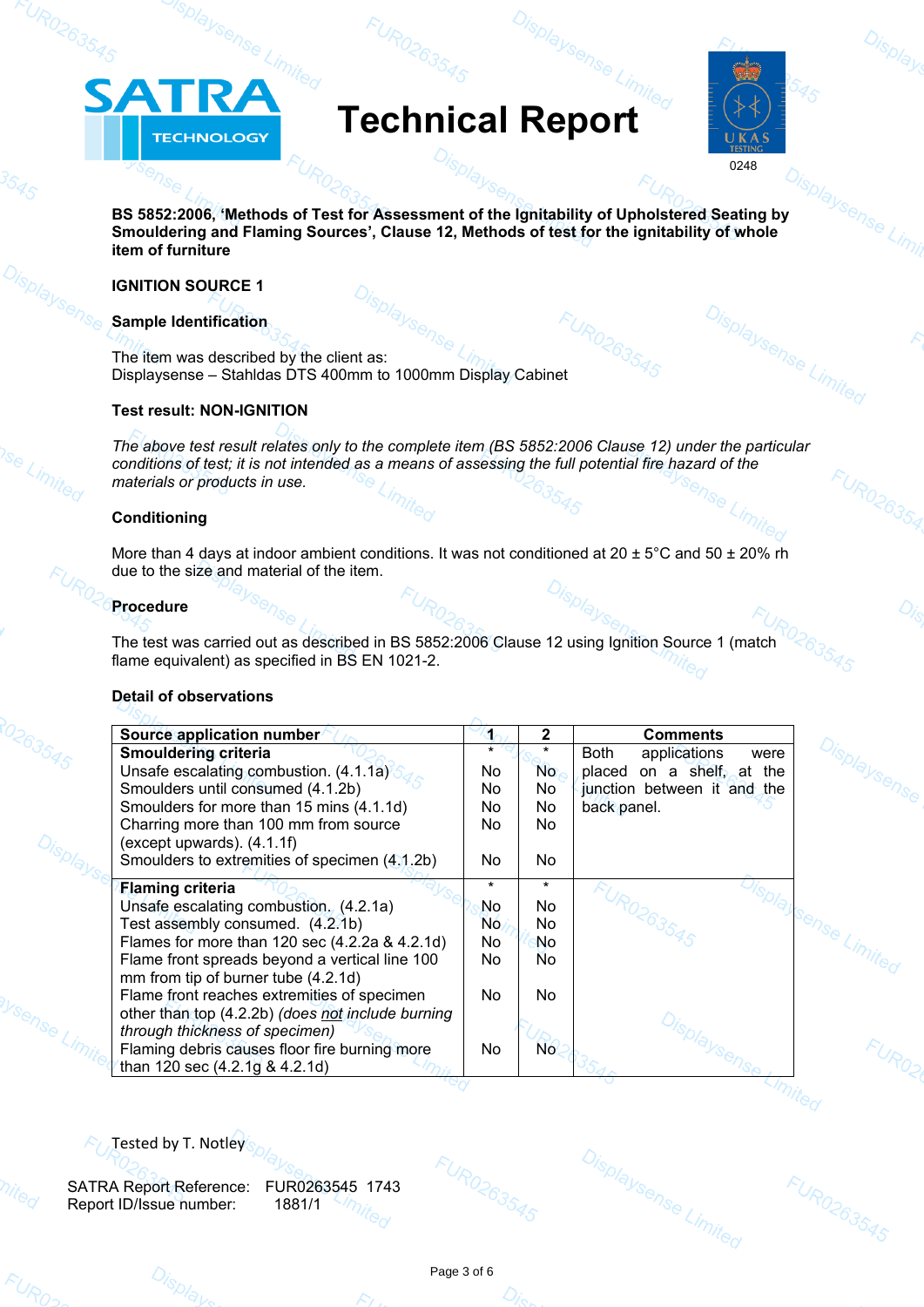# Technical Report

**BS 5852:2006, 'Methods of Test for Assessment of the Ignitability of Upholstered Seating by Smouldering and Flaming Sources', Clause 12, Methods of test for the ignitability of whole item of furniture**

**IGNITION SOURCE 1**

**Sample Identification**

The item was described by the client as:
Displaysense – Stahldas DTS 400mm to 1000mm Display Cabinet

**Test result: NON-IGNITION**

*The above test result relates only to the complete item (BS 5852:2006 Clause 12) under the particular conditions of test; it is not intended as a means of assessing the full potential fire hazard of the materials or products in use.*

**Conditioning**

More than 4 days at indoor ambient conditions. It was not conditioned at 20 ± 5°C and 50 ± 20% rh due to the size and material of the item.

**Procedure**

The test was carried out as described in BS 5852:2006 Clause 12 using Ignition Source 1 (match flame equivalent) as specified in BS EN 1021-2.

**Detail of observations**

| Source application number | 1 | 2 | Comments |
|---|---|---|---|
| **Smouldering criteria** | * | * | Both applications were placed on a shelf, at the junction between it and the back panel. |
| Unsafe escalating combustion. (4.1.1a) | No | No | |
| Smoulders until consumed (4.1.2b) | No | No | |
| Smoulders for more than 15 mins (4.1.1d) | No | No | |
| Charring more than 100 mm from source (except upwards). (4.1.1f) | No | No | |
| Smoulders to extremities of specimen (4.1.2b) | No | No | |
| **Flaming criteria** | * | * | |
| Unsafe escalating combustion. (4.2.1a) | No | No | |
| Test assembly consumed. (4.2.1b) | No | No | |
| Flames for more than 120 sec (4.2.2a & 4.2.1d) | No | No | |
| Flame front spreads beyond a vertical line 100 mm from tip of burner tube (4.2.1d) | No | No | |
| Flame front reaches extremities of specimen other than top (4.2.2b) *(does not include burning through thickness of specimen)* | No | No | |
| Flaming debris causes floor fire burning more than 120 sec (4.2.1g & 4.2.1d) | No | No | |

Tested by T. Notley

SATRA Report Reference: FUR0263545 1743
Report ID/Issue number: 1881/1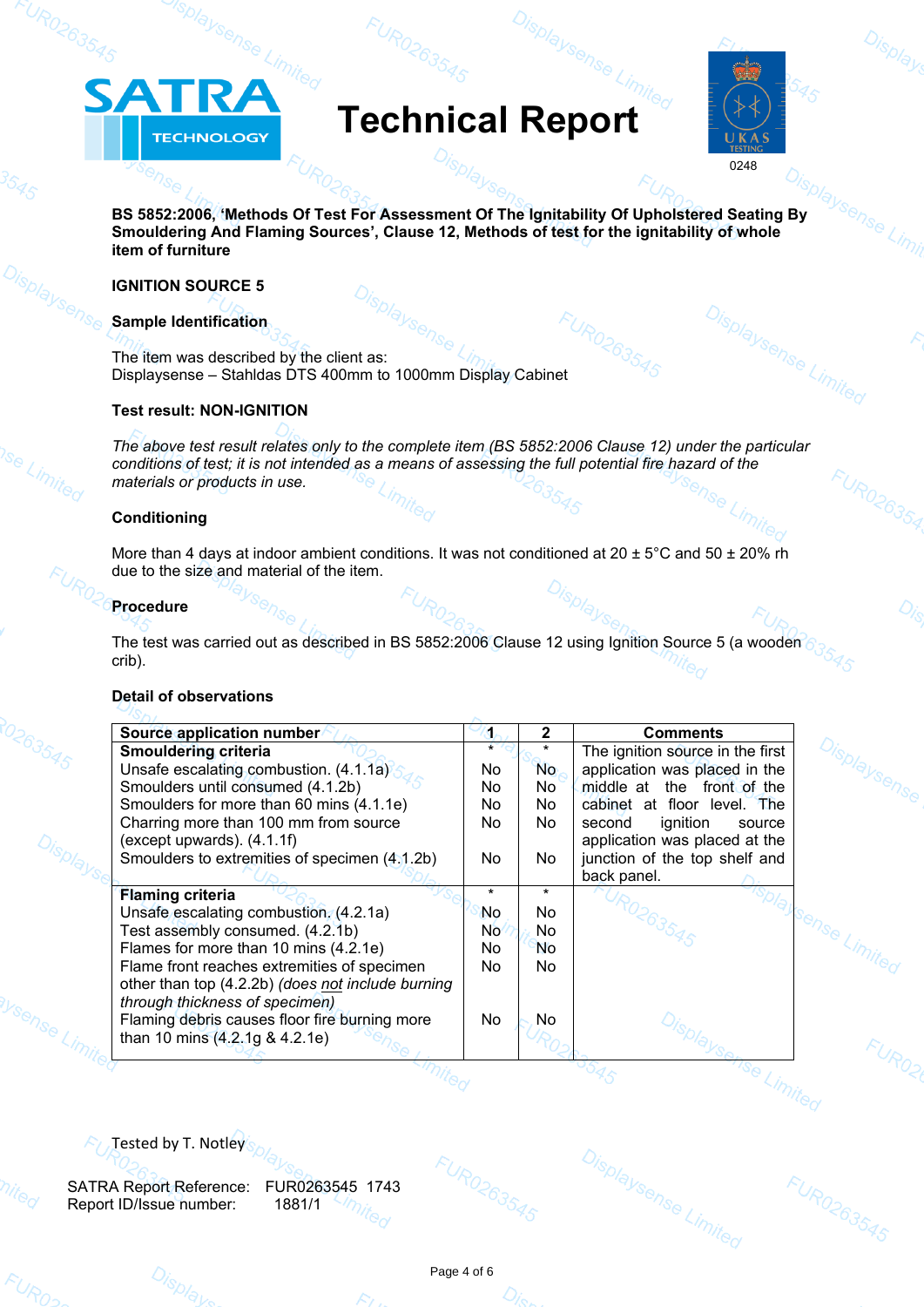# Technical Report

**SATRA TECHNOLOGY**

UKAS TESTING 0248

**BS 5852:2006, 'Methods Of Test For Assessment Of The Ignitability Of Upholstered Seating By Smouldering And Flaming Sources', Clause 12, Methods of test for the ignitability of whole item of furniture**

**IGNITION SOURCE 5**

**Sample Identification**

The item was described by the client as:
Displaysense – Stahldas DTS 400mm to 1000mm Display Cabinet

**Test result: NON-IGNITION**

*The above test result relates only to the complete item (BS 5852:2006 Clause 12) under the particular conditions of test; it is not intended as a means of assessing the full potential fire hazard of the materials or products in use.*

**Conditioning**

More than 4 days at indoor ambient conditions. It was not conditioned at 20 ± 5°C and 50 ± 20% rh due to the size and material of the item.

**Procedure**

The test was carried out as described in BS 5852:2006 Clause 12 using Ignition Source 5 (a wooden crib).

**Detail of observations**

| Source application number | 1 | 2 | Comments |
|---|---|---|---|
| **Smouldering criteria** | * | * | The ignition source in the first application was placed in the middle at the front of the cabinet at floor level. The second ignition source application was placed at the junction of the top shelf and back panel. |
| Unsafe escalating combustion. (4.1.1a) | No | No | |
| Smoulders until consumed (4.1.2b) | No | No | |
| Smoulders for more than 60 mins (4.1.1e) | No | No | |
| Charring more than 100 mm from source (except upwards). (4.1.1f) | No | No | |
| Smoulders to extremities of specimen (4.1.2b) | No | No | |
| **Flaming criteria** | * | * | |
| Unsafe escalating combustion. (4.2.1a) | No | No | |
| Test assembly consumed. (4.2.1b) | No | No | |
| Flames for more than 10 mins (4.2.1e) | No | No | |
| Flame front reaches extremities of specimen other than top (4.2.2b) *(does not include burning through thickness of specimen)* | No | No | |
| Flaming debris causes floor fire burning more than 10 mins (4.2.1g & 4.2.1e) | No | No | |

Tested by T. Notley

SATRA Report Reference: FUR0263545 1743
Report ID/Issue number: 1881/1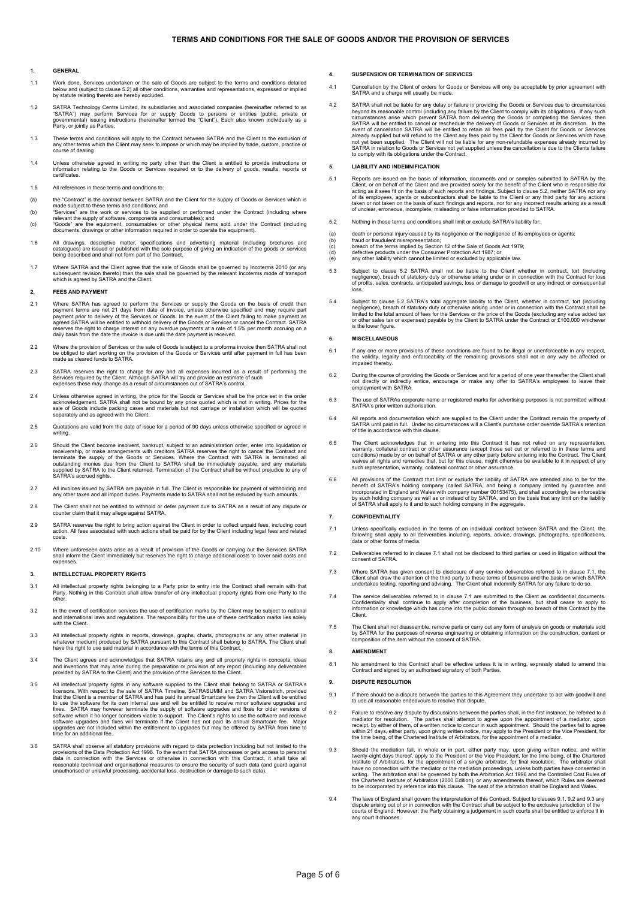# TERMS AND CONDITIONS FOR THE SALE OF GOODS AND/OR THE PROVISION OF SERVICES

## 1. GENERAL

1.1 Work done, Services undertaken or the sale of Goods are subject to the terms and conditions detailed below and (subject to clause 5.2) all other conditions, warranties and representations, expressed or implied by statute relating thereto are hereby excluded.

1.2 SATRA Technology Centre Limited, its subsidiaries and associated companies (hereinafter referred to as "SATRA") may perform Services for or supply Goods to persons or entities (public, private or governmental) issuing instructions (hereinafter termed the "Client"). Each also known individually as a Party, or jointly as Parties.

1.3 These terms and conditions will apply to the Contract between SATRA and the Client to the exclusion of any other terms which the Client may seek to impose or which may be implied by trade, custom, practice or course of dealing

1.4 Unless otherwise agreed in writing no party other than the Client is entitled to provide instructions or information relating to the Goods or Services required or to the delivery of goods, results, reports or certificates.

1.5 All references in these terms and conditions to:

(a) the "Contract" is the contract between SATRA and the Client for the supply of Goods or Services which is made subject to these terms and conditions; and

(b) "Services" are the work or services to be supplied or performed under the Contract (including where relevant the supply of software, components and consumables); and

(c) "Goods" are the equipment, consumables or other physical items sold under the Contract (including documents, drawings or other information required in order to operate the equipment).

1.6 All drawings, descriptive matter, specifications and advertising material (including brochures and catalogues) are issued or published with the sole purpose of giving an indication of the goods or services being described and shall not form part of the Contract.

1.7 Where SATRA and the Client agree that the sale of Goods shall be governed by Incoterms 2010 (or any subsequent revision thereto) then the sale shall be governed by the relevant Incoterms mode of transport which is agreed by SATRA and the Client.

## 2. FEES AND PAYMENT

2.1 Where SATRA has agreed to perform the Services or supply the Goods on the basis of credit then payment terms are net 21 days from date of invoice, unless otherwise specified and may require part payment prior to delivery of the Services or Goods. In the event of the Client failing to make payment as agreed SATRA will be entitled to withhold delivery of the Goods or Services or cancel the Contract. SATRA reserves the right to charge interest on any overdue payments at a rate of 1.5% per month accruing on a daily basis from the date the invoice is due until the date payment is received.

2.2 Where the provision of Services or the sale of Goods is subject to a proforma invoice then SATRA shall not be obliged to start working on the provision of the Goods or Services until after payment in full has been made as cleared funds to SATRA.

2.3 SATRA reserves the right to charge for any and all expenses incurred as a result of performing the Services required by the Client. Although SATRA will try and provide an estimate of such expenses these may change as a result of circumstances out of SATRA's control.

2.4 Unless otherwise agreed in writing, the price for the Goods or Services shall be the price set in the order acknowledgement. SATRA shall not be bound by any price quoted which is not in writing. Prices for the sale of Goods include packing cases and materials but not carriage or installation which will be quoted separately and as agreed with the Client.

2.5 Quotations are valid from the date of issue for a period of 90 days unless otherwise specified or agreed in writing.

2.6 Should the Client become insolvent, bankrupt, subject to an administration order, enter into liquidation or receivership, or make arrangements with creditors SATRA reserves the right to cancel the Contract and terminate the supply of the Goods or Services. Where the Contract with SATRA is terminated all outstanding monies due from the Client to SATRA shall be immediately payable, and any materials supplied by SATRA to the Client returned. Termination of the Contract shall be without prejudice to any of SATRA's accrued rights.

2.7 All invoices issued by SATRA are payable in full. The Client is responsible for payment of withholding and any other taxes and all import duties. Payments made to SATRA shall not be reduced by such amounts.

2.8 The Client shall not be entitled to withhold or defer payment due to SATRA as a result of any dispute or counter claim that it may allege against SATRA.

2.9 SATRA reserves the right to bring action against the Client in order to collect unpaid fees, including court action. All fees associated with such actions shall be paid for by the Client including legal fees and related costs.

2.10 Where unforeseen costs arise as a result of provision of the Goods or carrying out the Services SATRA shall inform the Client immediately but reserves the right to charge additional costs to cover said costs and expenses.

## 3. INTELLECTUAL PROPERTY RIGHTS

3.1 All intellectual property rights belonging to a Party prior to entry into the Contract shall remain with that Party. Nothing in this Contract shall allow transfer of any intellectual property rights from one Party to the other.

3.2 In the event of certification services the use of certification marks by the Client may be subject to national and international laws and regulations. The responsibility for the use of these certification marks lies solely with the Client.

3.3 All intellectual property rights in reports, drawings, graphs, charts, photographs or any other material (in whatever medium) produced by SATRA pursuant to this Contract shall belong to SATRA. The Client shall have the right to use said material in accordance with the terms of this Contract.

3.4 The Client agrees and acknowledges that SATRA retains any and all propriety rights in concepts, ideas and inventions that may arise during the preparation or provision of any report (including any deliverables provided by SATRA to the Client) and the provision of the Services to the Client.

3.5 All intellectual property rights in any software supplied to the Client shall belong to SATRA or SATRA's licensors. With respect to the sale of SATRA Timeline, SATRASUMM and SATRA Visionstitch, provided that the Client is a member of SATRA and has paid its annual Smartcare fee then the Client will be entitled to use the software for its own internal use and will be entitled to receive minor software upgrades and fixes. SATRA may however terminate the supply of software upgrades and fixes for older versions of software which it no longer considers viable to support. The Client's rights to use the software and receive software upgrades and fixes will terminate if the Client has not paid its annual Smartcare fee. Major upgrades are not included within the entitlement to upgrades but may be offered by SATRA from time to time for an additional fee.

3.6 SATRA shall observe all statutory provisions with regard to data protection including but not limited to the provisions of the Data Protection Act 1998. To the extent that SATRA processes or gets access to personal data in connection with the Services or otherwise in connection with this Contract, it shall take all reasonable technical and organisational measures to ensure the security of such data (and guard against unauthorised or unlawful processing, accidental loss, destruction or damage to such data).

## 4. SUSPENSION OR TERMINATION OF SERVICES

4.1 Cancellation by the Client of orders for Goods or Services will only be acceptable by prior agreement with SATRA and a charge will usually be made.

4.2 SATRA shall not be liable for any delay or failure in providing the Goods or Services due to circumstances beyond its reasonable control (including any failure by the Client to comply with its obligations). If any such circumstances arise which prevent SATRA from delivering the Goods or completing the Services, then SATRA will be entitled to cancel or reschedule the delivery of Goods or Services at its discretion. In the event of cancellation SATRA will be entitled to retain all fees paid by the Client for Goods or Services already supplied but will refund to the Client any fees paid by the Client for Goods or Services which have not yet been supplied. The Client will not be liable for any non-refundable expenses already incurred by SATRA in relation to Goods or Services not yet supplied unless the cancellation is due to the Clients failure to comply with its obligations under the Contract.

## 5. LIABILITY AND INDEMNIFICATION

5.1 Reports are issued on the basis of information, documents and or samples submitted to SATRA by the Client, or on behalf of the Client and are provided solely for the benefit of the Client who is responsible for acting as it sees fit on the basis of such reports and findings. Subject to clause 5.2, neither SATRA nor any of its employees, agents or subcontractors shall be liable to the Client or any third party for any actions taken or not taken on the basis of such findings and reports, nor for any incorrect results arising as a result of unclear, erroneous, incomplete, misleading or false information provided to SATRA.

5.2 Nothing in these terms and conditions shall limit or exclude SATRA's liability for:

(a) death or personal injury caused by its negligence or the negligence of its employees or agents;

(b) fraud or fraudulent misrepresentation;

(c) breach of the terms implied by Section 12 of the Sale of Goods Act 1979;

(d) defective products under the Consumer Protection Act 1987; or

(e) any other liability which cannot be limited or excluded by applicable law.

5.3 Subject to clause 5.2 SATRA shall not be liable to the Client whether in contract, tort (including negligence), breach of statutory duty or otherwise arising under or in connection with the Contract for loss of profits, sales, contracts, anticipated savings, loss or damage to goodwill or any indirect or consequential loss.

5.4 Subject to clause 5.2 SATRA's total aggregate liability to the Client, whether in contract, tort (including negligence), breach of statutory duty or otherwise arising under or in connection with the Contract shall be limited to the total amount of fees for the Services or the price of the Goods (excluding any value added tax or other sales tax or expenses) payable by the Client to SATRA under the Contract or £100,000 whichever is the lower figure.

## 6. MISCELLANEOUS

6.1 If any one or more provisions of these conditions are found to be illegal or unenforceable in any respect, the validity, legality and enforceability of the remaining provisions shall not in any way be affected or impaired thereby.

6.2 During the course of providing the Goods or Services and for a period of one year thereafter the Client shall not directly or indirectly entice, encourage or make any offer to SATRA's employees to leave their employment with SATRA.

6.3 The use of SATRAs corporate name or registered marks for advertising purposes is not permitted without SATRA's prior written authorisation.

6.4 All reports and documentation which are supplied to the Client under the Contract remain the property of SATRA until paid in full. Under no circumstances will a Client's purchase order override SATRA's retention of title in accordance with this clause.

6.5 The Client acknowledges that in entering into this Contract it has not relied on any representation, warranty, collateral contract or other assurance (except those set out or referred to in these terms and conditions) made by or on behalf of SATRA or any other party before entering into the Contract. The Client waives all rights and remedies that, but for this clause, might otherwise be available to it in respect of any such representation, warranty, collateral contract or other assurance.

6.6 All provisions of the Contract that limit or exclude the liability of SATRA are intended also to be for the benefit of SATRA's holding company (called SATRA, and being a company limited by guarantee and incorporated in England and Wales with company number 00153475), and shall accordingly be enforceable by such holding company as well as or instead of by SATRA, and on the basis that any limit on the liability of SATRA shall apply to it and to such holding company in the aggregate.

## 7. CONFIDENTIALITY

7.1 Unless specifically excluded in the terms of an individual contract between SATRA and the Client, the following shall apply to all deliverables including, reports, advice, drawings, photographs, specifications, data or other forms of media.

7.2 Deliverables referred to in clause 7.1 shall not be disclosed to third parties or used in litigation without the consent of SATRA.

7.3 Where SATRA has given consent to disclosure of any service deliverables referred to in clause 7.1, the Client shall draw the attention of the third party to these terms of business and the basis on which SATRA undertakes testing, reporting and advising. The Client shall indemnify SATRA for any failure to do so.

7.4 The service deliverables referred to in clause 7.1 are submitted to the Client as confidential documents. Confidentiality shall continue to apply after completion of the business, but shall cease to apply to information or knowledge which has come into the public domain through no breach of this Contract by the Client.

7.5 The Client shall not disassemble, remove parts or carry out any form of analysis on goods or materials sold by SATRA for the purposes of reverse engineering or obtaining information on the construction, content or composition of the item without the consent of SATRA.

## 8. AMENDMENT

8.1 No amendment to this Contract shall be effective unless it is in writing, expressly stated to amend this Contract and signed by an authorised signatory of both Parties.

## 9. DISPUTE RESOLUTION

9.1 If there should be a dispute between the parties to this Agreement they undertake to act with goodwill and to use all reasonable endeavours to resolve that dispute.

9.2 Failure to resolve any dispute by discussions between the parties shall, in the first instance, be referred to a mediator for resolution. The parties shall attempt to agree upon the appointment of a mediator, upon receipt, by either of them, of a written notice to concur in such appointment. Should the parties fail to agree within 21 days, either party, upon giving written notice, may apply to the President or the Vice President, for the time being, of the Chartered Institute of Arbitrators, for the appointment of a mediator.

9.3 Should the mediation fail, in whole or in part, either party may, upon giving written notice, and within twenty-eight days thereof, apply to the President or the Vice President, for the time being, of the Chartered Institute of Arbitrators, for the appointment of a single arbitrator, for final resolution. The arbitrator shall have no connection with the mediator or the mediation proceedings, unless both parties have consented in writing. The arbitration shall be governed by both the Arbitration Act 1996 and the Controlled Cost Rules of the Chartered Institute of Arbitrators (2000 Edition), or any amendments thereof, which Rules are deemed to be incorporated by reference into this clause. The seat of the arbitration shall be England and Wales.

9.4 The laws of England shall govern the interpretation of this Contract. Subject to clauses 9.1, 9.2 and 9.3 any dispute arising out of or in connection with the Contract shall be subject to the exclusive jurisdiction of the courts of England. However, the Party obtaining a judgement in such courts shall be entitled to enforce it in any court it chooses.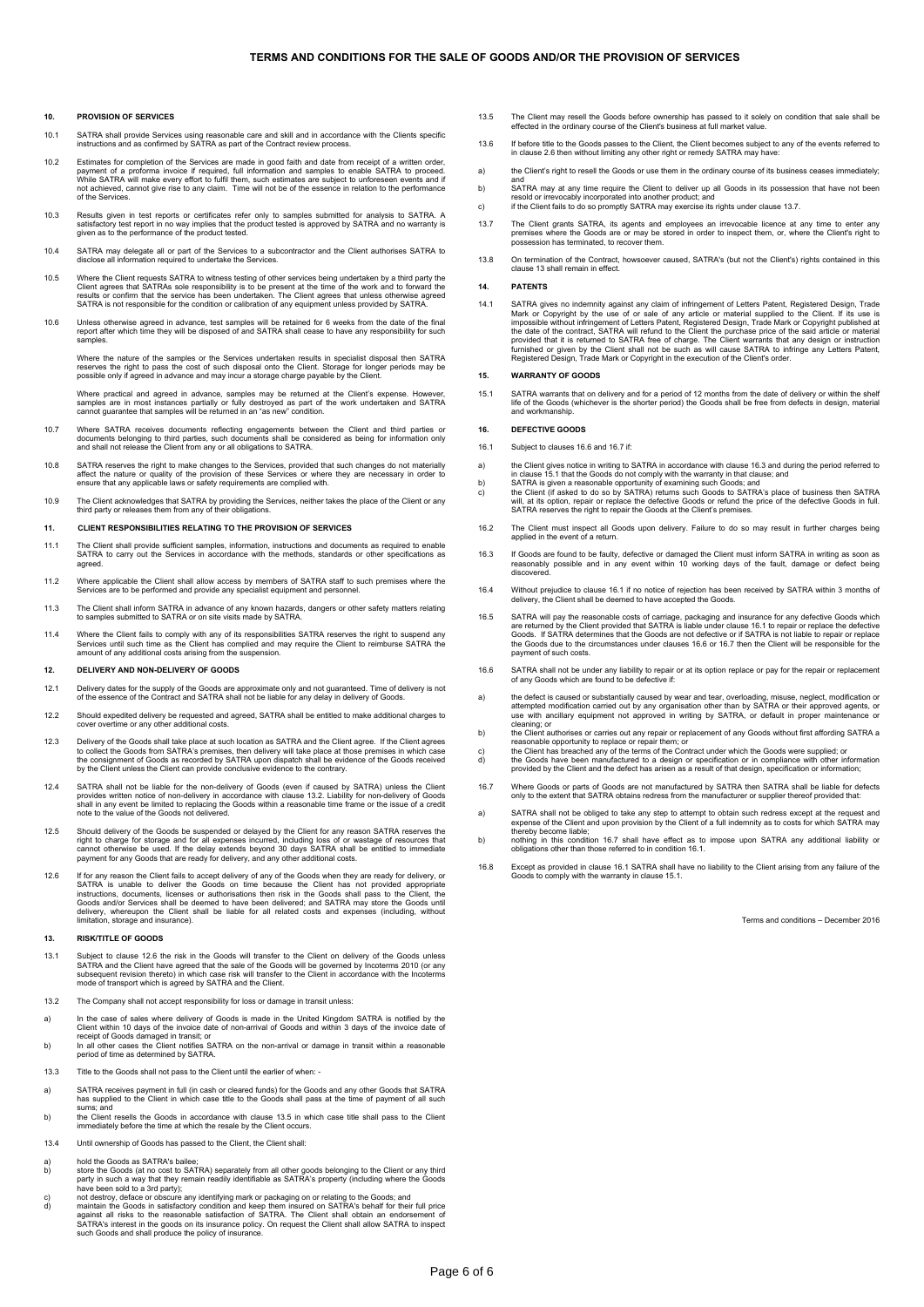# TERMS AND CONDITIONS FOR THE SALE OF GOODS AND/OR THE PROVISION OF SERVICES

## 10. PROVISION OF SERVICES

10.1 SATRA shall provide Services using reasonable care and skill and in accordance with the Clients specific instructions and as confirmed by SATRA as part of the Contract review process.

10.2 Estimates for completion of the Services are made in good faith and date from receipt of a written order, payment of a proforma invoice if required, full information and samples to enable SATRA to proceed. While SATRA will make every effort to fulfil them, such estimates are subject to unforeseen events and if not achieved, cannot give rise to any claim. Time will not be of the essence in relation to the performance of the Services.

10.3 Results given in test reports or certificates refer only to samples submitted for analysis to SATRA. A satisfactory test report in no way implies that the product tested is approved by SATRA and no warranty is given as to the performance of the product tested.

10.4 SATRA may delegate all or part of the Services to a subcontractor and the Client authorises SATRA to disclose all information required to undertake the Services.

10.5 Where the Client requests SATRA to witness testing of other services being undertaken by a third party the Client agrees that SATRAs sole responsibility is to be present at the time of the work and to forward the results or confirm that the service has been undertaken. The Client agrees that unless otherwise agreed SATRA is not responsible for the condition or calibration of any equipment unless provided by SATRA.

10.6 Unless otherwise agreed in advance, test samples will be retained for 6 weeks from the date of the final report after which time they will be disposed of and SATRA shall cease to have any responsibility for such samples.

Where the nature of the samples or the Services undertaken results in specialist disposal then SATRA reserves the right to pass the cost of such disposal onto the Client. Storage for longer periods may be possible only if agreed in advance and may incur a storage charge payable by the Client.

Where practical and agreed in advance, samples may be returned at the Client's expense. However, samples are in most instances partially or fully destroyed as part of the work undertaken and SATRA cannot guarantee that samples will be returned in an "as new" condition.

10.7 Where SATRA receives documents reflecting engagements between the Client and third parties or documents belonging to third parties, such documents shall be considered as being for information only and shall not release the Client from any or all obligations to SATRA.

10.8 SATRA reserves the right to make changes to the Services, provided that such changes do not materially affect the nature or quality of the provision of these Services or where they are necessary in order to ensure that any applicable laws or safety requirements are complied with.

10.9 The Client acknowledges that SATRA by providing the Services, neither takes the place of the Client or any third party or releases them from any of their obligations.

## 11. CLIENT RESPONSIBILITIES RELATING TO THE PROVISION OF SERVICES

11.1 The Client shall provide sufficient samples, information, instructions and documents as required to enable SATRA to carry out the Services in accordance with the methods, standards or other specifications as agreed.

11.2 Where applicable the Client shall allow access by members of SATRA staff to such premises where the Services are to be performed and provide any specialist equipment and personnel.

11.3 The Client shall inform SATRA in advance of any known hazards, dangers or other safety matters relating to samples submitted to SATRA or on site visits made by SATRA.

11.4 Where the Client fails to comply with any of its responsibilities SATRA reserves the right to suspend any Services until such time as the Client has complied and may require the Client to reimburse SATRA the amount of any additional costs arising from the suspension.

## 12. DELIVERY AND NON-DELIVERY OF GOODS

12.1 Delivery dates for the supply of the Goods are approximate only and not guaranteed. Time of delivery is not of the essence of the Contract and SATRA shall not be liable for any delay in delivery of Goods.

12.2 Should expedited delivery be requested and agreed, SATRA shall be entitled to make additional charges to cover overtime or any other additional costs.

12.3 Delivery of the Goods shall take place at such location as SATRA and the Client agree. If the Client agrees to collect the Goods from SATRA's premises, then delivery will take place at those premises in which case the consignment of Goods as recorded by SATRA upon dispatch shall be evidence of the Goods received by the Client unless the Client can provide conclusive evidence to the contrary.

12.4 SATRA shall not be liable for the non-delivery of Goods (even if caused by SATRA) unless the Client provides written notice of non-delivery in accordance with clause 13.2. Liability for non-delivery of Goods shall in any event be limited to replacing the Goods within a reasonable time frame or the issue of a credit note to the value of the Goods not delivered.

12.5 Should delivery of the Goods be suspended or delayed by the Client for any reason SATRA reserves the right to charge for storage and for all expenses incurred, including loss of or wastage of resources that cannot otherwise be used. If the delay extends beyond 30 days SATRA shall be entitled to immediate payment for any Goods that are ready for delivery, and any other additional costs.

12.6 If for any reason the Client fails to accept delivery of any of the Goods when they are ready for delivery, or SATRA is unable to deliver the Goods on time because the Client has not provided appropriate instructions, documents, licenses or authorisations then risk in the Goods shall pass to the Client, the Goods and/or Services shall be deemed to have been delivered; and SATRA may store the Goods until delivery, whereupon the Client shall be liable for all related costs and expenses (including, without limitation, storage and insurance).

## 13. RISK/TITLE OF GOODS

13.1 Subject to clause 12.6 the risk in the Goods will transfer to the Client on delivery of the Goods unless SATRA and the Client have agreed that the sale of the Goods will be governed by Incoterms 2010 (or any subsequent revision thereto) in which case risk will transfer to the Client in accordance with the Incoterms mode of transport which is agreed by SATRA and the Client.

13.2 The Company shall not accept responsibility for loss or damage in transit unless:

a) In the case of sales where delivery of Goods is made in the United Kingdom SATRA is notified by the Client within 10 days of the invoice date of non-arrival of Goods and within 3 days of the invoice date of receipt of Goods damaged in transit; or
b) In all other cases the Client notifies SATRA on the non-arrival or damage in transit within a reasonable period of time as determined by SATRA.

13.3 Title to the Goods shall not pass to the Client until the earlier of when: -

a) SATRA receives payment in full (in cash or cleared funds) for the Goods and any other Goods that SATRA has supplied to the Client in which case title to the Goods shall pass at the time of payment of all such sums; and
b) the Client resells the Goods in accordance with clause 13.5 in which case title shall pass to the Client immediately before the time at which the resale by the Client occurs.

13.4 Until ownership of Goods has passed to the Client, the Client shall:

a) hold the Goods as SATRA's bailee;
b) store the Goods (at no cost to SATRA) separately from all other goods belonging to the Client or any third party in such a way that they remain readily identifiable as SATRA's property (including where the Goods have been sold to a 3rd party);
c) not destroy, deface or obscure any identifying mark or packaging on or relating to the Goods; and
d) maintain the Goods in satisfactory condition and keep them insured on SATRA's behalf for their full price against all risks to the reasonable satisfaction of SATRA. The Client shall obtain an endorsement of SATRA's interest in the goods on its insurance policy. On request the Client shall allow SATRA to inspect such Goods and shall produce the policy of insurance.

13.5 The Client may resell the Goods before ownership has passed to it solely on condition that sale shall be effected in the ordinary course of the Client's business at full market value.

13.6 If before title to the Goods passes to the Client, the Client becomes subject to any of the events referred to in clause 2.6 then without limiting any other right or remedy SATRA may have:

a) the Client's right to resell the Goods or use them in the ordinary course of its business ceases immediately; and
b) SATRA may at any time require the Client to deliver up all Goods in its possession that have not been resold or irrevocably incorporated into another product; and
c) if the Client fails to do so promptly SATRA may exercise its rights under clause 13.7.

13.7 The Client grants SATRA, its agents and employees an irrevocable licence at any time to enter any premises where the Goods are or may be stored in order to inspect them, or, where the Client's right to possession has terminated, to recover them.

13.8 On termination of the Contract, howsoever caused, SATRA's (but not the Client's) rights contained in this clause 13 shall remain in effect.

## 14. PATENTS

14.1 SATRA gives no indemnity against any claim of infringement of Letters Patent, Registered Design, Trade Mark or Copyright by the use of or sale of any article or material supplied to the Client. If its use is impossible without infringement of Letters Patent, Registered Design, Trade Mark or Copyright published at the date of the contract, SATRA will refund to the Client the purchase price of the said article or material provided that it is returned to SATRA free of charge. The Client warrants that any design or instruction furnished or given by the Client shall not be such as will cause SATRA to infringe any Letters Patent, Registered Design, Trade Mark or Copyright in the execution of the Client's order.

## 15. WARRANTY OF GOODS

15.1 SATRA warrants that on delivery and for a period of 12 months from the date of delivery or within the shelf life of the Goods (whichever is the shorter period) the Goods shall be free from defects in design, material and workmanship.

## 16. DEFECTIVE GOODS

16.1 Subject to clauses 16.6 and 16.7 if:

a) the Client gives notice in writing to SATRA in accordance with clause 16.3 and during the period referred to in clause 15.1 that the Goods do not comply with the warranty in that clause; and
b) SATRA is given a reasonable opportunity of examining such Goods; and
c) the Client (if asked to do so by SATRA) returns such Goods to SATRA's place of business then SATRA will, at its option, repair or replace the defective Goods or refund the price of the defective Goods in full. SATRA reserves the right to repair the Goods at the Client's premises.

16.2 The Client must inspect all Goods upon delivery. Failure to do so may result in further charges being applied in the event of a return.

16.3 If Goods are found to be faulty, defective or damaged the Client must inform SATRA in writing as soon as reasonably possible and in any event within 10 working days of the fault, damage or defect being discovered.

16.4 Without prejudice to clause 16.1 if no notice of rejection has been received by SATRA within 3 months of delivery, the Client shall be deemed to have accepted the Goods.

16.5 SATRA will pay the reasonable costs of carriage, packaging and insurance for any defective Goods which are returned by the Client provided that SATRA is liable under clause 16.1 to repair or replace the defective Goods. If SATRA determines that the Goods are not defective or if SATRA is not liable to repair or replace the Goods due to the circumstances under clauses 16.6 or 16.7 then the Client will be responsible for the payment of such costs.

16.6 SATRA shall not be under any liability to repair or at its option replace or pay for the repair or replacement of any Goods which are found to be defective if:

a) the defect is caused or substantially caused by wear and tear, overloading, misuse, neglect, modification or attempted modification carried out by any organisation other than by SATRA or their approved agents, or use with ancillary equipment not approved in writing by SATRA, or default in proper maintenance or cleaning; or
b) the Client authorises or carries out any repair or replacement of any Goods without first affording SATRA a reasonable opportunity to replace or repair them; or
c) the Client has breached any of the terms of the Contract under which the Goods were supplied; or
d) the Goods have been manufactured to a design or specification or in compliance with other information provided by the Client and the defect has arisen as a result of that design, specification or information;

16.7 Where Goods or parts of Goods are not manufactured by SATRA then SATRA shall be liable for defects only to the extent that SATRA obtains redress from the manufacturer or supplier thereof provided that:

a) SATRA shall not be obliged to take any step to attempt to obtain such redress except at the request and expense of the Client and upon provision by the Client of a full indemnity as to costs for which SATRA may thereby become liable;
b) nothing in this condition 16.7 shall have effect as to impose upon SATRA any additional liability or obligations other than those referred to in condition 16.1.

16.8 Except as provided in clause 16.1 SATRA shall have no liability to the Client arising from any failure of the Goods to comply with the warranty in clause 15.1.

Terms and conditions – December 2016